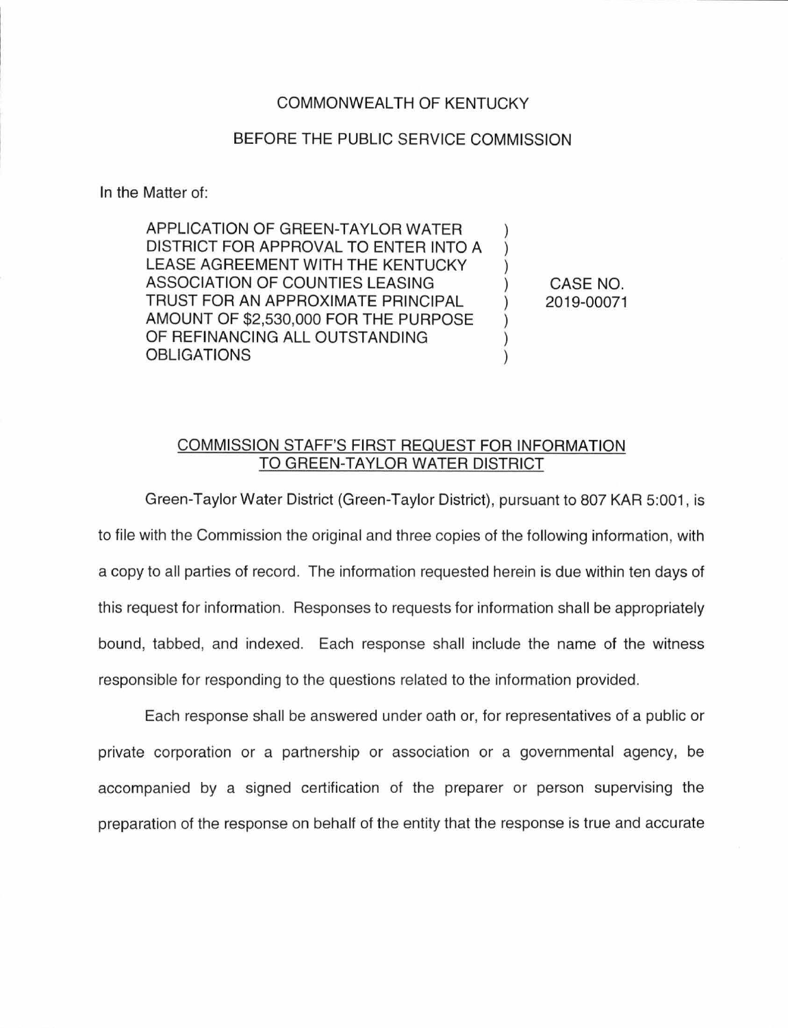COMMONWEALTH OF KENTUCKY

BEFORE THE PUBLIC SERVICE COMMISSION

In the Matter of:

| | | |
|---|---|---|
| APPLICATION OF GREEN-TAYLOR WATER DISTRICT FOR APPROVAL TO ENTER INTO A LEASE AGREEMENT WITH THE KENTUCKY ASSOCIATION OF COUNTIES LEASING TRUST FOR AN APPROXIMATE PRINCIPAL AMOUNT OF $2,530,000 FOR THE PURPOSE OF REFINANCING ALL OUTSTANDING OBLIGATIONS | ) | CASE NO. 2019-00071 |

COMMISSION STAFF'S FIRST REQUEST FOR INFORMATION TO GREEN-TAYLOR WATER DISTRICT

Green-Taylor Water District (Green-Taylor District), pursuant to 807 KAR 5:001, is to file with the Commission the original and three copies of the following information, with a copy to all parties of record. The information requested herein is due within ten days of this request for information. Responses to requests for information shall be appropriately bound, tabbed, and indexed. Each response shall include the name of the witness responsible for responding to the questions related to the information provided.

Each response shall be answered under oath or, for representatives of a public or private corporation or a partnership or association or a governmental agency, be accompanied by a signed certification of the preparer or person supervising the preparation of the response on behalf of the entity that the response is true and accurate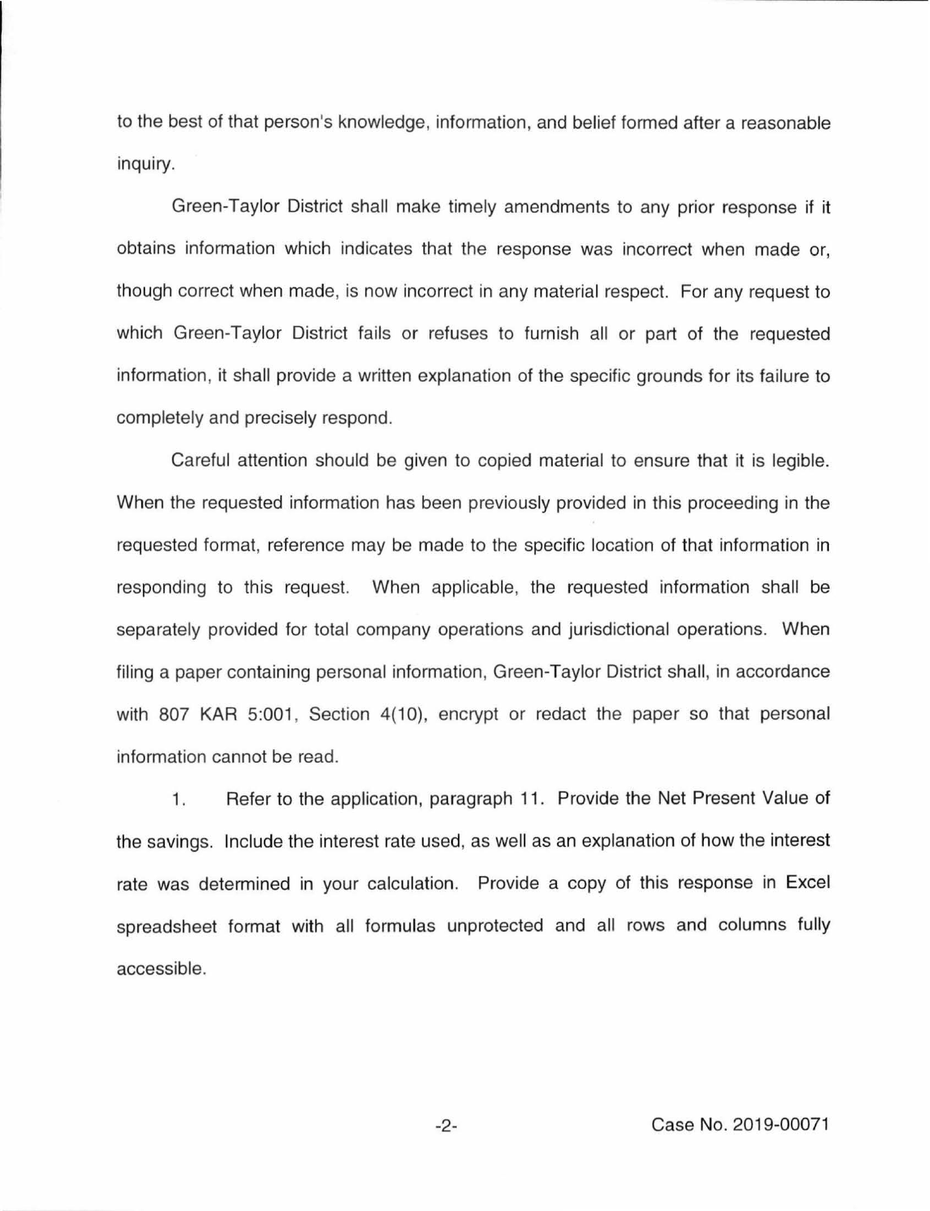to the best of that person's knowledge, information, and belief formed after a reasonable inquiry.

Green-Taylor District shall make timely amendments to any prior response if it obtains information which indicates that the response was incorrect when made or, though correct when made, is now incorrect in any material respect. For any request to which Green-Taylor District fails or refuses to furnish all or part of the requested information, it shall provide a written explanation of the specific grounds for its failure to completely and precisely respond.

Careful attention should be given to copied material to ensure that it is legible. When the requested information has been previously provided in this proceeding in the requested format, reference may be made to the specific location of that information in responding to this request. When applicable, the requested information shall be separately provided for total company operations and jurisdictional operations. When filing a paper containing personal information, Green-Taylor District shall, in accordance with 807 KAR 5:001, Section 4(10), encrypt or redact the paper so that personal information cannot be read.

1. Refer to the application, paragraph 11. Provide the Net Present Value of the savings. Include the interest rate used, as well as an explanation of how the interest rate was determined in your calculation. Provide a copy of this response in Excel spreadsheet format with all formulas unprotected and all rows and columns fully accessible.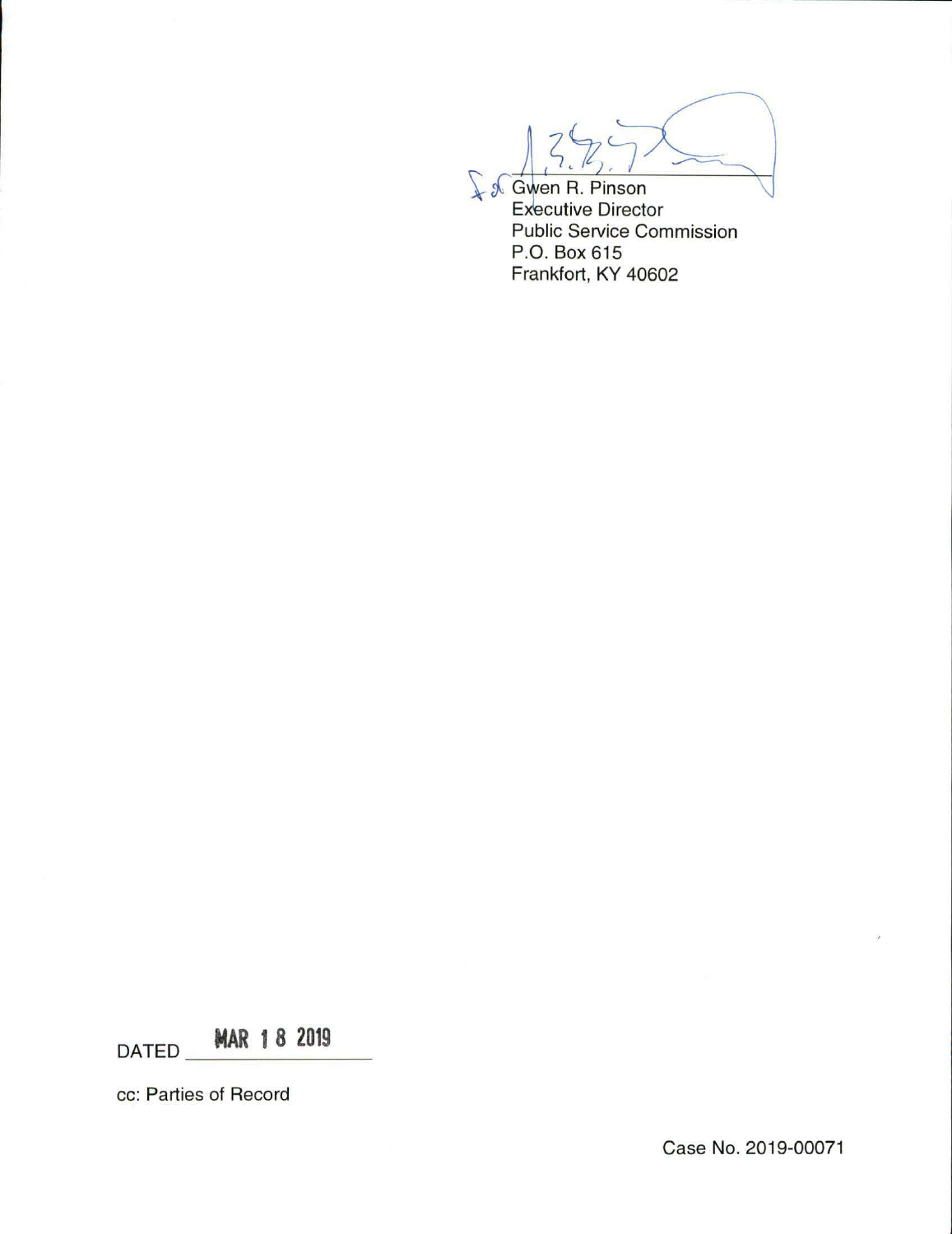Gwen R. Pinson
Executive Director
Public Service Commission
P.O. Box 615
Frankfort, KY 40602

DATED MAR 18 2019

cc: Parties of Record

Case No. 2019-00071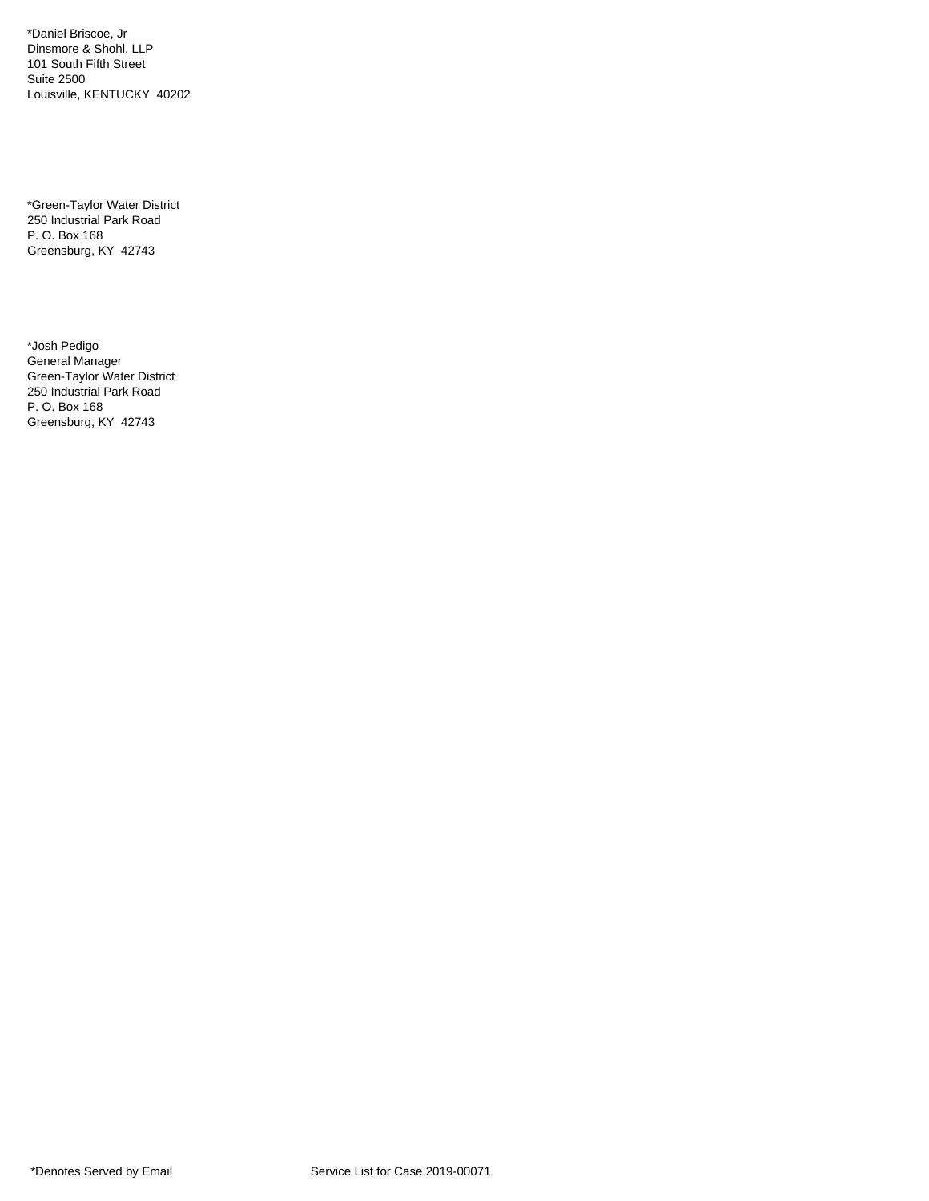*Daniel Briscoe, Jr
Dinsmore & Shohl, LLP
101 South Fifth Street
Suite 2500
Louisville, KENTUCKY  40202

*Green-Taylor Water District
250 Industrial Park Road
P. O. Box 168
Greensburg, KY  42743

*Josh Pedigo
General Manager
Green-Taylor Water District
250 Industrial Park Road
P. O. Box 168
Greensburg, KY  42743

*Denotes Served by Email

Service List for Case 2019-00071